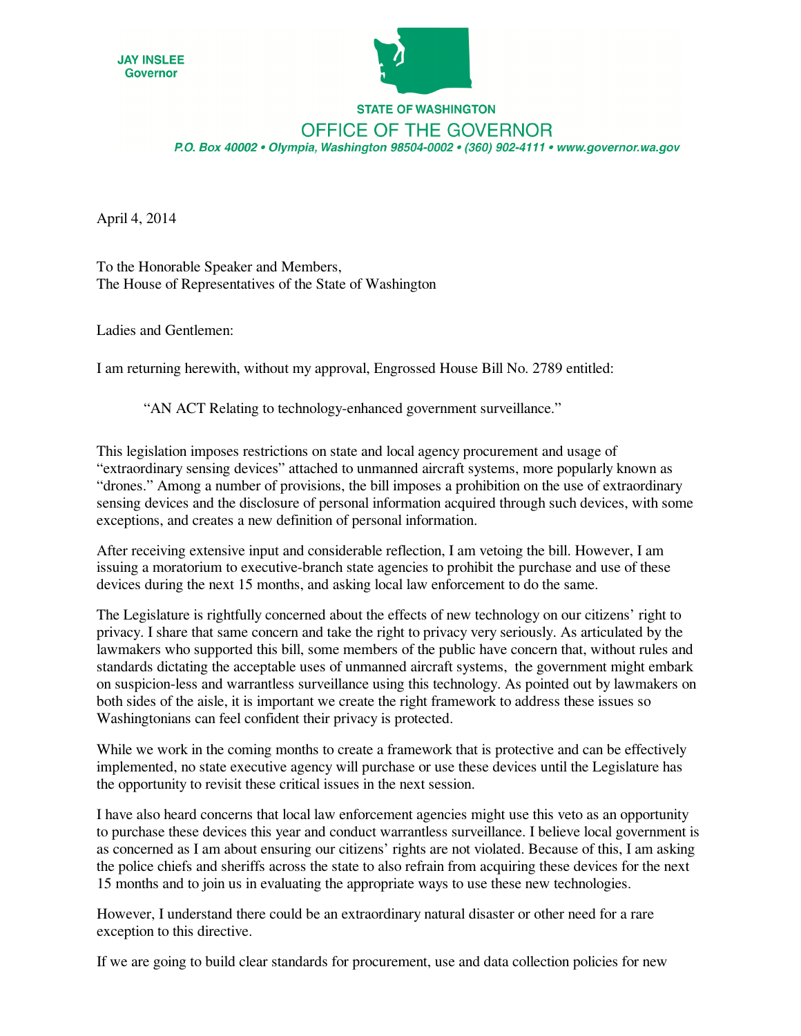**JAY INSLEE**
**Governor**

**STATE OF WASHINGTON**

OFFICE OF THE GOVERNOR

*P.O. Box 40002 • Olympia, Washington 98504-0002 • (360) 902-4111 • www.governor.wa.gov*

April 4, 2014

To the Honorable Speaker and Members,
The House of Representatives of the State of Washington

Ladies and Gentlemen:

I am returning herewith, without my approval, Engrossed House Bill No. 2789 entitled:

> "AN ACT Relating to technology-enhanced government surveillance."

This legislation imposes restrictions on state and local agency procurement and usage of "extraordinary sensing devices" attached to unmanned aircraft systems, more popularly known as "drones." Among a number of provisions, the bill imposes a prohibition on the use of extraordinary sensing devices and the disclosure of personal information acquired through such devices, with some exceptions, and creates a new definition of personal information.

After receiving extensive input and considerable reflection, I am vetoing the bill. However, I am issuing a moratorium to executive-branch state agencies to prohibit the purchase and use of these devices during the next 15 months, and asking local law enforcement to do the same.

The Legislature is rightfully concerned about the effects of new technology on our citizens' right to privacy. I share that same concern and take the right to privacy very seriously. As articulated by the lawmakers who supported this bill, some members of the public have concern that, without rules and standards dictating the acceptable uses of unmanned aircraft systems, the government might embark on suspicion-less and warrantless surveillance using this technology. As pointed out by lawmakers on both sides of the aisle, it is important we create the right framework to address these issues so Washingtonians can feel confident their privacy is protected.

While we work in the coming months to create a framework that is protective and can be effectively implemented, no state executive agency will purchase or use these devices until the Legislature has the opportunity to revisit these critical issues in the next session.

I have also heard concerns that local law enforcement agencies might use this veto as an opportunity to purchase these devices this year and conduct warrantless surveillance. I believe local government is as concerned as I am about ensuring our citizens' rights are not violated. Because of this, I am asking the police chiefs and sheriffs across the state to also refrain from acquiring these devices for the next 15 months and to join us in evaluating the appropriate ways to use these new technologies.

However, I understand there could be an extraordinary natural disaster or other need for a rare exception to this directive.

If we are going to build clear standards for procurement, use and data collection policies for new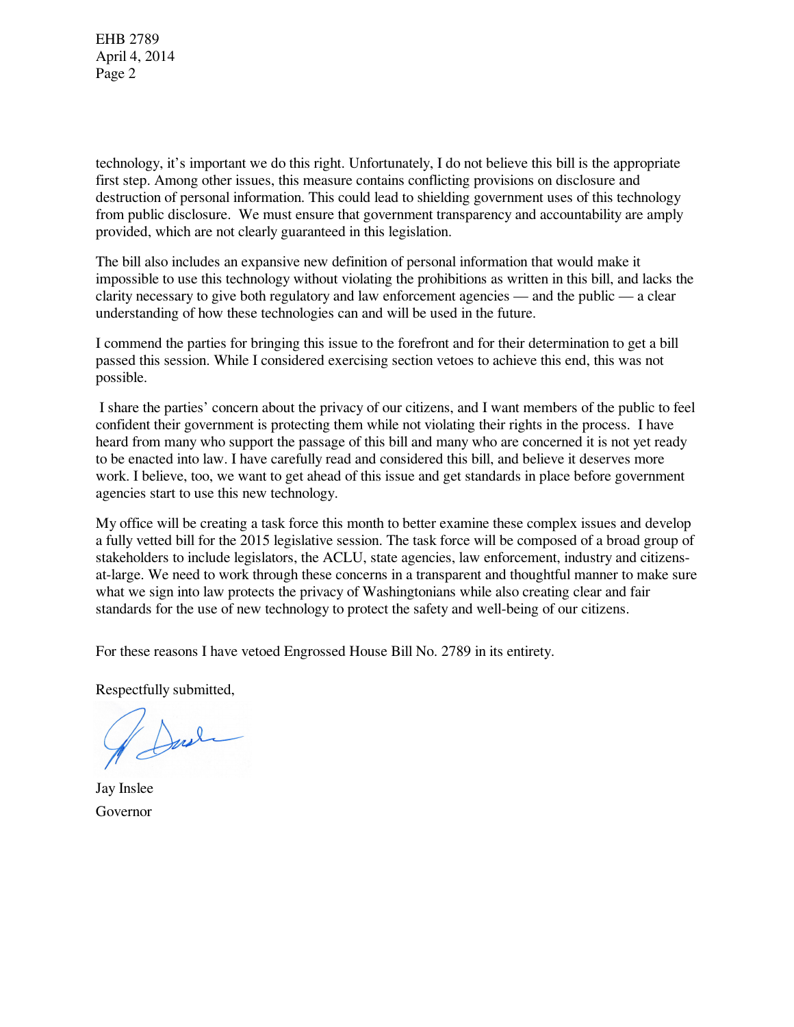technology, it's important we do this right. Unfortunately, I do not believe this bill is the appropriate first step. Among other issues, this measure contains conflicting provisions on disclosure and destruction of personal information. This could lead to shielding government uses of this technology from public disclosure. We must ensure that government transparency and accountability are amply provided, which are not clearly guaranteed in this legislation.

The bill also includes an expansive new definition of personal information that would make it impossible to use this technology without violating the prohibitions as written in this bill, and lacks the clarity necessary to give both regulatory and law enforcement agencies — and the public — a clear understanding of how these technologies can and will be used in the future.

I commend the parties for bringing this issue to the forefront and for their determination to get a bill passed this session. While I considered exercising section vetoes to achieve this end, this was not possible.

I share the parties' concern about the privacy of our citizens, and I want members of the public to feel confident their government is protecting them while not violating their rights in the process. I have heard from many who support the passage of this bill and many who are concerned it is not yet ready to be enacted into law. I have carefully read and considered this bill, and believe it deserves more work. I believe, too, we want to get ahead of this issue and get standards in place before government agencies start to use this new technology.

My office will be creating a task force this month to better examine these complex issues and develop a fully vetted bill for the 2015 legislative session. The task force will be composed of a broad group of stakeholders to include legislators, the ACLU, state agencies, law enforcement, industry and citizens-at-large. We need to work through these concerns in a transparent and thoughtful manner to make sure what we sign into law protects the privacy of Washingtonians while also creating clear and fair standards for the use of new technology to protect the safety and well-being of our citizens.

For these reasons I have vetoed Engrossed House Bill No. 2789 in its entirety.

Respectfully submitted,

Jay Inslee
Governor